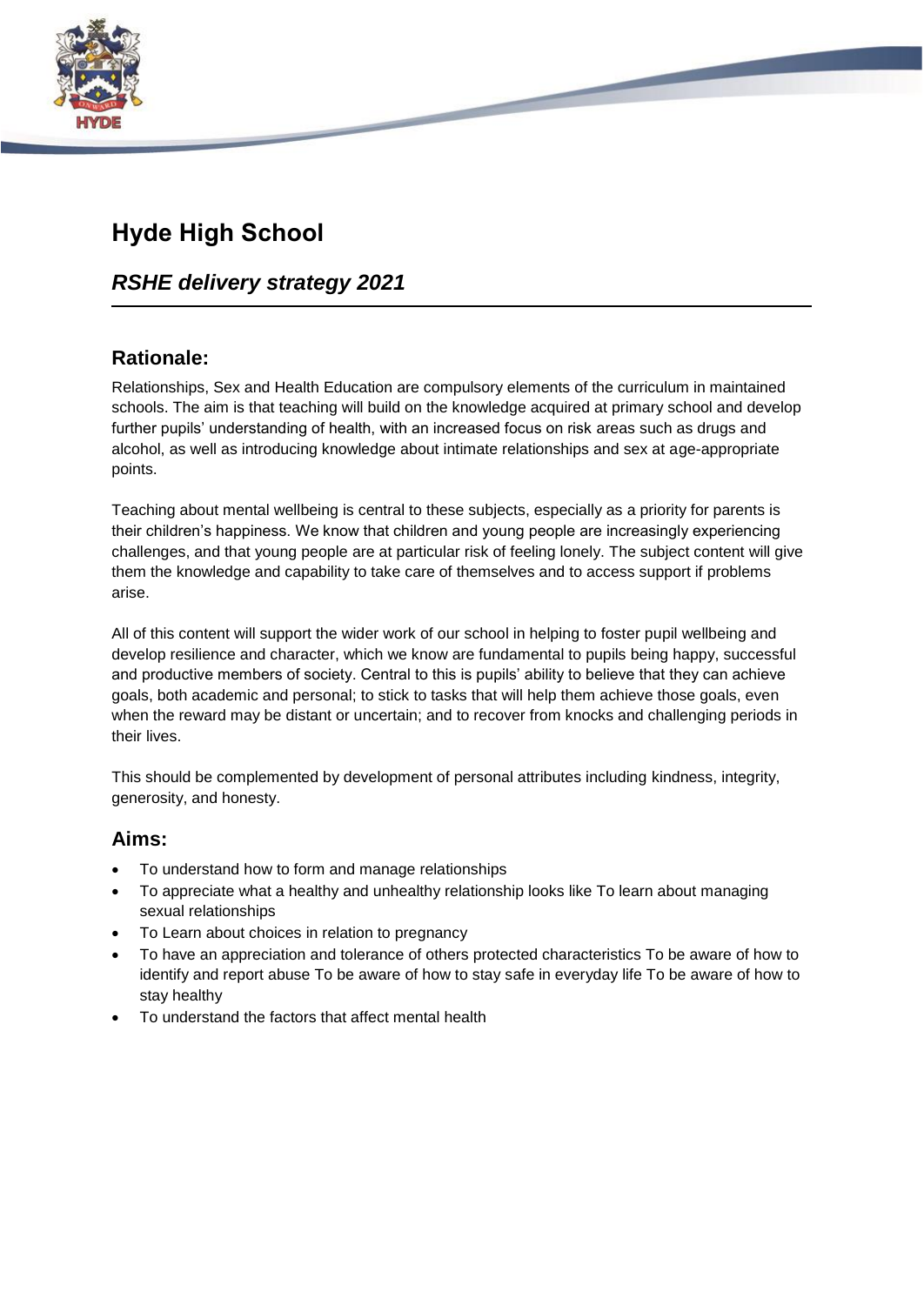# Hyde High School

## *RSHE delivery strategy 2021*

### Rationale:

Relationships, Sex and Health Education are compulsory elements of the curriculum in maintained schools. The aim is that teaching will build on the knowledge acquired at primary school and develop further pupils' understanding of health, with an increased focus on risk areas such as drugs and alcohol, as well as introducing knowledge about intimate relationships and sex at age-appropriate points.

Teaching about mental wellbeing is central to these subjects, especially as a priority for parents is their children's happiness. We know that children and young people are increasingly experiencing challenges, and that young people are at particular risk of feeling lonely. The subject content will give them the knowledge and capability to take care of themselves and to access support if problems arise.

All of this content will support the wider work of our school in helping to foster pupil wellbeing and develop resilience and character, which we know are fundamental to pupils being happy, successful and productive members of society. Central to this is pupils' ability to believe that they can achieve goals, both academic and personal; to stick to tasks that will help them achieve those goals, even when the reward may be distant or uncertain; and to recover from knocks and challenging periods in their lives.

This should be complemented by development of personal attributes including kindness, integrity, generosity, and honesty.

### Aims:

- To understand how to form and manage relationships
- To appreciate what a healthy and unhealthy relationship looks like To learn about managing sexual relationships
- To Learn about choices in relation to pregnancy
- To have an appreciation and tolerance of others protected characteristics To be aware of how to identify and report abuse To be aware of how to stay safe in everyday life To be aware of how to stay healthy
- To understand the factors that affect mental health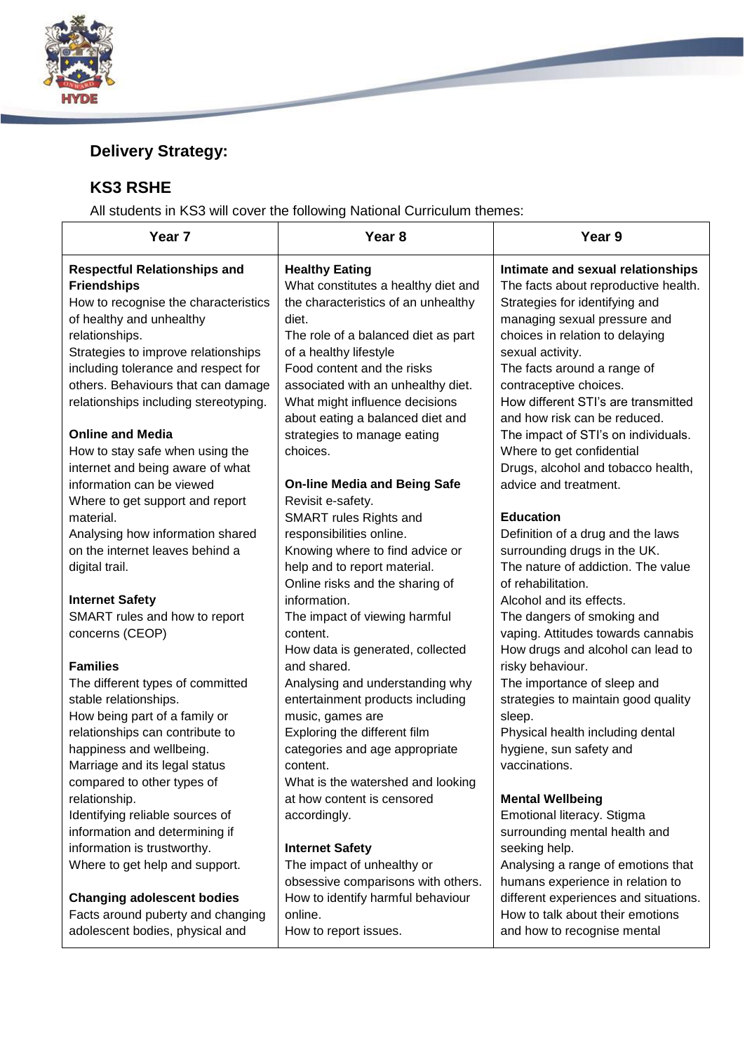## Delivery Strategy:

## KS3 RSHE

All students in KS3 will cover the following National Curriculum themes:

| Year 7 | Year 8 | Year 9 |
|---|---|---|
| **Respectful Relationships and Friendships**<br>How to recognise the characteristics of healthy and unhealthy relationships.<br>Strategies to improve relationships including tolerance and respect for others. Behaviours that can damage relationships including stereotyping.<br><br>**Online and Media**<br>How to stay safe when using the internet and being aware of what information can be viewed<br>Where to get support and report material.<br>Analysing how information shared on the internet leaves behind a digital trail.<br><br>**Internet Safety**<br>SMART rules and how to report concerns (CEOP)<br><br>**Families**<br>The different types of committed stable relationships.<br>How being part of a family or relationships can contribute to happiness and wellbeing.<br>Marriage and its legal status compared to other types of relationship.<br>Identifying reliable sources of information and determining if information is trustworthy.<br>Where to get help and support.<br><br>**Changing adolescent bodies**<br>Facts around puberty and changing adolescent bodies, physical and | **Healthy Eating**<br>What constitutes a healthy diet and the characteristics of an unhealthy diet.<br>The role of a balanced diet as part of a healthy lifestyle<br>Food content and the risks associated with an unhealthy diet.<br>What might influence decisions about eating a balanced diet and strategies to manage eating choices.<br><br>**On-line Media and Being Safe**<br>Revisit e-safety.<br>SMART rules Rights and responsibilities online.<br>Knowing where to find advice or help and to report material.<br>Online risks and the sharing of information.<br>The impact of viewing harmful content.<br>How data is generated, collected and shared.<br>Analysing and understanding why entertainment products including music, games are<br>Exploring the different film categories and age appropriate content.<br>What is the watershed and looking at how content is censored accordingly.<br><br>**Internet Safety**<br>The impact of unhealthy or obsessive comparisons with others.<br>How to identify harmful behaviour online.<br>How to report issues. | **Intimate and sexual relationships**<br>The facts about reproductive health.<br>Strategies for identifying and managing sexual pressure and choices in relation to delaying sexual activity.<br>The facts around a range of contraceptive choices.<br>How different STI's are transmitted and how risk can be reduced.<br>The impact of STI's on individuals.<br>Where to get confidential<br>Drugs, alcohol and tobacco health, advice and treatment.<br><br>**Education**<br>Definition of a drug and the laws surrounding drugs in the UK.<br>The nature of addiction. The value of rehabilitation.<br>Alcohol and its effects.<br>The dangers of smoking and vaping. Attitudes towards cannabis<br>How drugs and alcohol can lead to risky behaviour.<br>The importance of sleep and strategies to maintain good quality sleep.<br>Physical health including dental hygiene, sun safety and vaccinations.<br><br>**Mental Wellbeing**<br>Emotional literacy. Stigma surrounding mental health and seeking help.<br>Analysing a range of emotions that humans experience in relation to different experiences and situations.<br>How to talk about their emotions and how to recognise mental |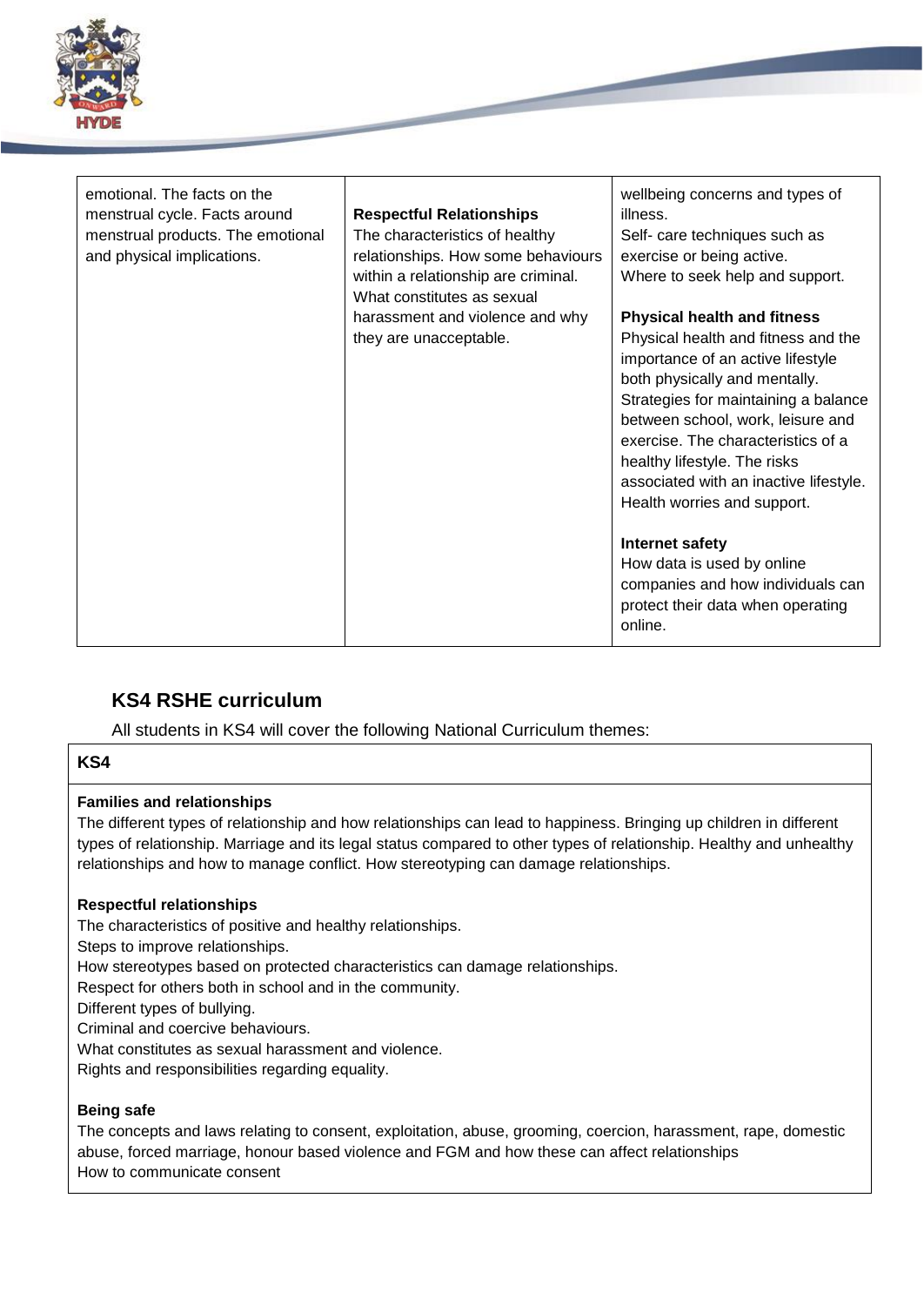| | | |
|---|---|---|
| emotional. The facts on the menstrual cycle. Facts around menstrual products. The emotional and physical implications. | **Respectful Relationships**<br>The characteristics of healthy relationships. How some behaviours within a relationship are criminal. What constitutes as sexual harassment and violence and why they are unacceptable. | wellbeing concerns and types of illness.<br>Self- care techniques such as exercise or being active.<br>Where to seek help and support.<br><br>**Physical health and fitness**<br>Physical health and fitness and the importance of an active lifestyle both physically and mentally. Strategies for maintaining a balance between school, work, leisure and exercise. The characteristics of a healthy lifestyle. The risks associated with an inactive lifestyle. Health worries and support.<br><br>**Internet safety**<br>How data is used by online companies and how individuals can protect their data when operating online. |

## KS4 RSHE curriculum

All students in KS4 will cover the following National Curriculum themes:

| KS4 |
|---|
| **Families and relationships**<br>The different types of relationship and how relationships can lead to happiness. Bringing up children in different types of relationship. Marriage and its legal status compared to other types of relationship. Healthy and unhealthy relationships and how to manage conflict. How stereotyping can damage relationships.<br><br>**Respectful relationships**<br>The characteristics of positive and healthy relationships.<br>Steps to improve relationships.<br>How stereotypes based on protected characteristics can damage relationships.<br>Respect for others both in school and in the community.<br>Different types of bullying.<br>Criminal and coercive behaviours.<br>What constitutes as sexual harassment and violence.<br>Rights and responsibilities regarding equality.<br><br>**Being safe**<br>The concepts and laws relating to consent, exploitation, abuse, grooming, coercion, harassment, rape, domestic abuse, forced marriage, honour based violence and FGM and how these can affect relationships<br>How to communicate consent |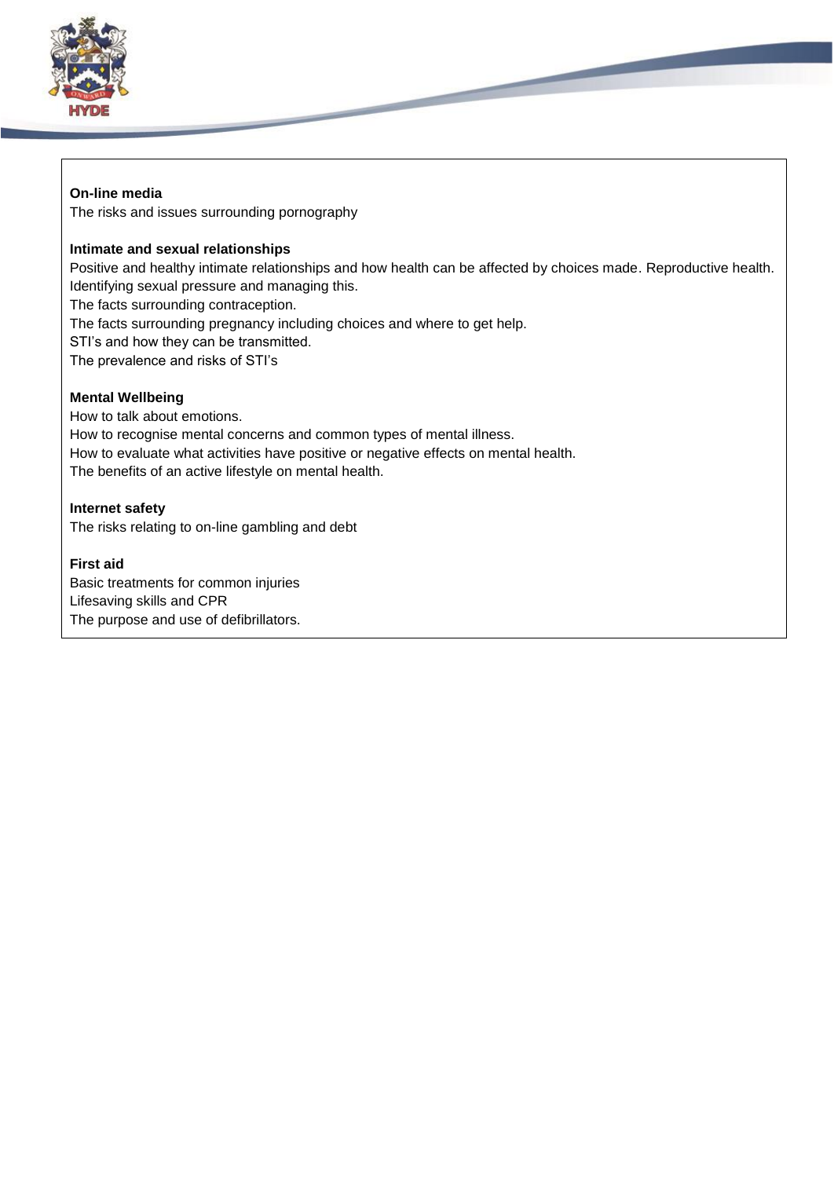**On-line media**

The risks and issues surrounding pornography

**Intimate and sexual relationships**

Positive and healthy intimate relationships and how health can be affected by choices made. Reproductive health.
Identifying sexual pressure and managing this.
The facts surrounding contraception.
The facts surrounding pregnancy including choices and where to get help.
STI's and how they can be transmitted.
The prevalence and risks of STI's

**Mental Wellbeing**

How to talk about emotions.
How to recognise mental concerns and common types of mental illness.
How to evaluate what activities have positive or negative effects on mental health.
The benefits of an active lifestyle on mental health.

**Internet safety**

The risks relating to on-line gambling and debt

**First aid**

Basic treatments for common injuries
Lifesaving skills and CPR
The purpose and use of defibrillators.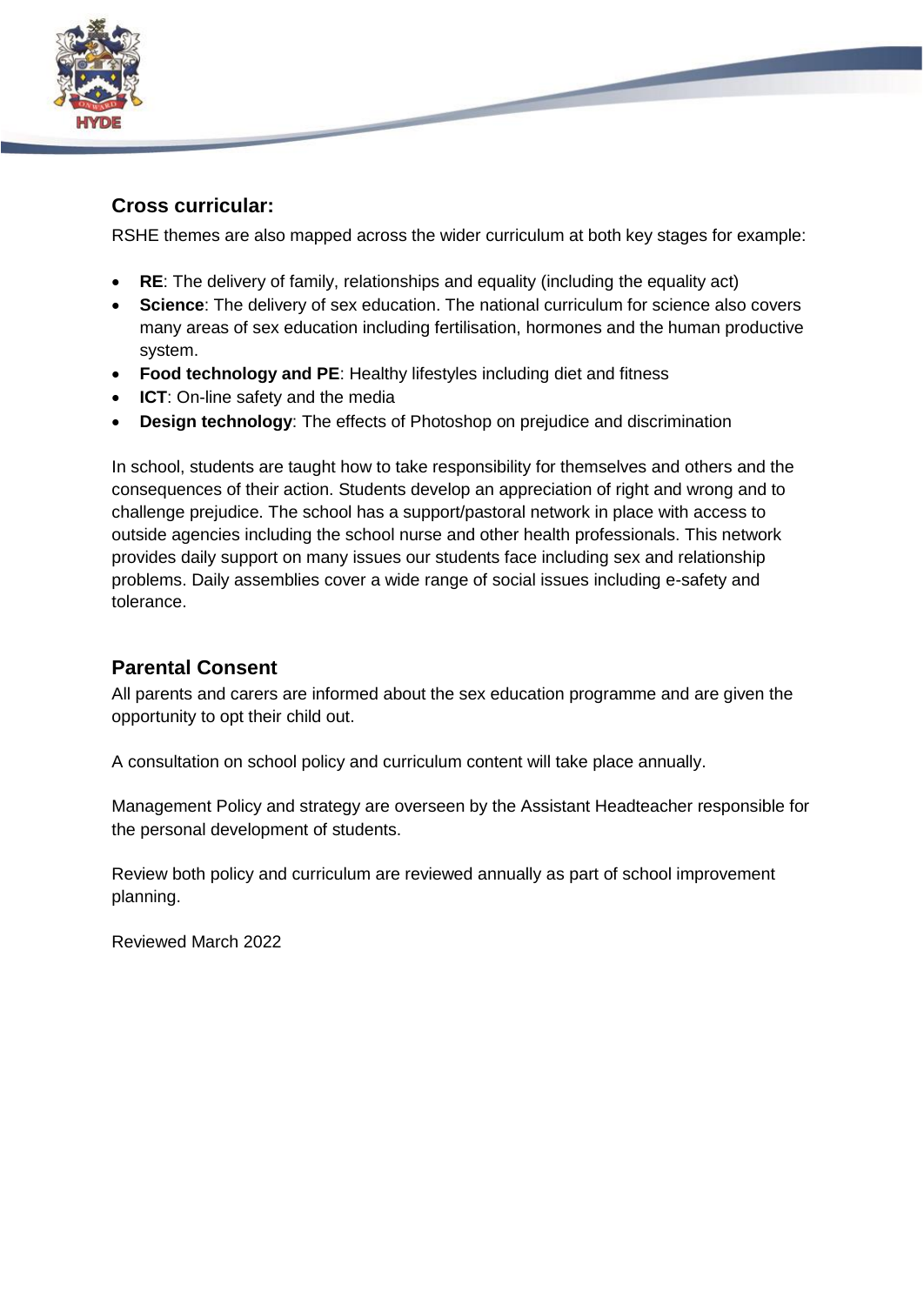## Cross curricular:

RSHE themes are also mapped across the wider curriculum at both key stages for example:

- **RE**: The delivery of family, relationships and equality (including the equality act)
- **Science**: The delivery of sex education. The national curriculum for science also covers many areas of sex education including fertilisation, hormones and the human productive system.
- **Food technology and PE**: Healthy lifestyles including diet and fitness
- **ICT**: On-line safety and the media
- **Design technology**: The effects of Photoshop on prejudice and discrimination

In school, students are taught how to take responsibility for themselves and others and the consequences of their action. Students develop an appreciation of right and wrong and to challenge prejudice. The school has a support/pastoral network in place with access to outside agencies including the school nurse and other health professionals. This network provides daily support on many issues our students face including sex and relationship problems. Daily assemblies cover a wide range of social issues including e-safety and tolerance.

## Parental Consent

All parents and carers are informed about the sex education programme and are given the opportunity to opt their child out.

A consultation on school policy and curriculum content will take place annually.

Management Policy and strategy are overseen by the Assistant Headteacher responsible for the personal development of students.

Review both policy and curriculum are reviewed annually as part of school improvement planning.

Reviewed March 2022